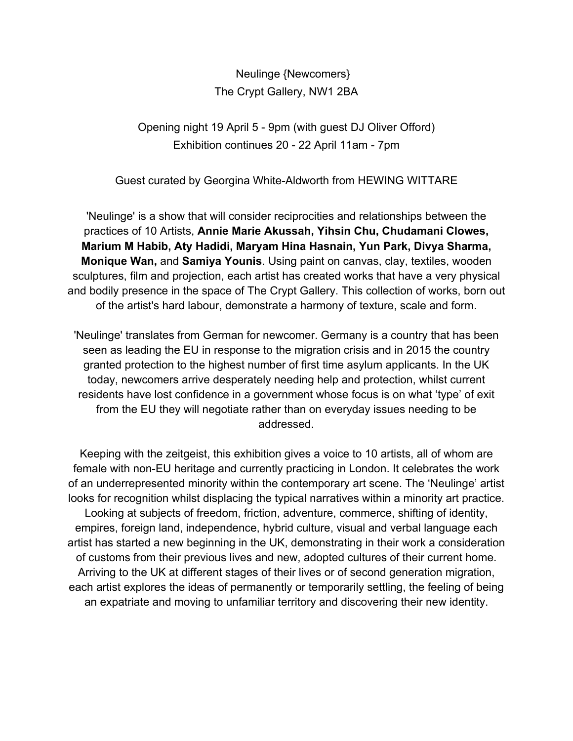# Neulinge {Newcomers}

The Crypt Gallery, NW1 2BA

Opening night 19 April 5 - 9pm (with guest DJ Oliver Offord)
Exhibition continues 20 - 22 April 11am - 7pm

Guest curated by Georgina White-Aldworth from HEWING WITTARE

'Neulinge' is a show that will consider reciprocities and relationships between the practices of 10 Artists, **Annie Marie Akussah, Yihsin Chu, Chudamani Clowes, Marium M Habib, Aty Hadidi, Maryam Hina Hasnain, Yun Park, Divya Sharma, Monique Wan,** and **Samiya Younis**. Using paint on canvas, clay, textiles, wooden sculptures, film and projection, each artist has created works that have a very physical and bodily presence in the space of The Crypt Gallery. This collection of works, born out of the artist's hard labour, demonstrate a harmony of texture, scale and form.

'Neulinge' translates from German for newcomer. Germany is a country that has been seen as leading the EU in response to the migration crisis and in 2015 the country granted protection to the highest number of first time asylum applicants. In the UK today, newcomers arrive desperately needing help and protection, whilst current residents have lost confidence in a government whose focus is on what 'type' of exit from the EU they will negotiate rather than on everyday issues needing to be addressed.

Keeping with the zeitgeist, this exhibition gives a voice to 10 artists, all of whom are female with non-EU heritage and currently practicing in London. It celebrates the work of an underrepresented minority within the contemporary art scene. The 'Neulinge' artist looks for recognition whilst displacing the typical narratives within a minority art practice. Looking at subjects of freedom, friction, adventure, commerce, shifting of identity, empires, foreign land, independence, hybrid culture, visual and verbal language each artist has started a new beginning in the UK, demonstrating in their work a consideration of customs from their previous lives and new, adopted cultures of their current home. Arriving to the UK at different stages of their lives or of second generation migration, each artist explores the ideas of permanently or temporarily settling, the feeling of being an expatriate and moving to unfamiliar territory and discovering their new identity.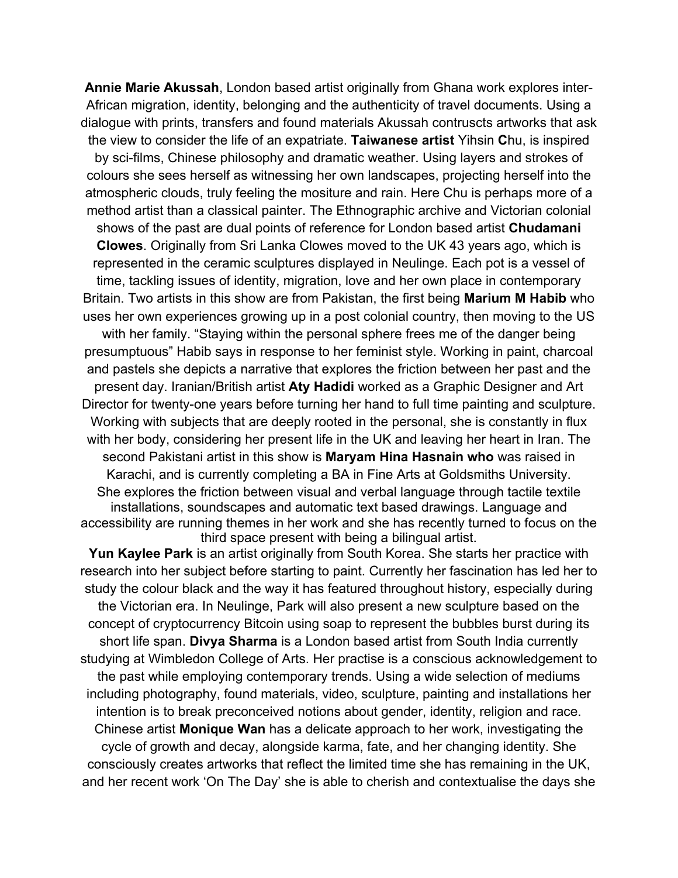**Annie Marie Akussah**, London based artist originally from Ghana work explores inter-African migration, identity, belonging and the authenticity of travel documents. Using a dialogue with prints, transfers and found materials Akussah contruscts artworks that ask the view to consider the life of an expatriate. **Taiwanese artist** Yihsin **C**hu, is inspired by sci-films, Chinese philosophy and dramatic weather. Using layers and strokes of colours she sees herself as witnessing her own landscapes, projecting herself into the atmospheric clouds, truly feeling the mositure and rain. Here Chu is perhaps more of a method artist than a classical painter. The Ethnographic archive and Victorian colonial shows of the past are dual points of reference for London based artist **Chudamani Clowes**. Originally from Sri Lanka Clowes moved to the UK 43 years ago, which is represented in the ceramic sculptures displayed in Neulinge. Each pot is a vessel of time, tackling issues of identity, migration, love and her own place in contemporary Britain. Two artists in this show are from Pakistan, the first being **Marium M Habib** who uses her own experiences growing up in a post colonial country, then moving to the US with her family. “Staying within the personal sphere frees me of the danger being presumptuous” Habib says in response to her feminist style. Working in paint, charcoal and pastels she depicts a narrative that explores the friction between her past and the present day. Iranian/British artist **Aty Hadidi** worked as a Graphic Designer and Art Director for twenty-one years before turning her hand to full time painting and sculpture. Working with subjects that are deeply rooted in the personal, she is constantly in flux with her body, considering her present life in the UK and leaving her heart in Iran. The second Pakistani artist in this show is **Maryam Hina Hasnain who** was raised in Karachi, and is currently completing a BA in Fine Arts at Goldsmiths University. She explores the friction between visual and verbal language through tactile textile installations, soundscapes and automatic text based drawings. Language and accessibility are running themes in her work and she has recently turned to focus on the third space present with being a bilingual artist.

**Yun Kaylee Park** is an artist originally from South Korea. She starts her practice with research into her subject before starting to paint. Currently her fascination has led her to study the colour black and the way it has featured throughout history, especially during the Victorian era. In Neulinge, Park will also present a new sculpture based on the concept of cryptocurrency Bitcoin using soap to represent the bubbles burst during its short life span. **Divya Sharma** is a London based artist from South India currently studying at Wimbledon College of Arts. Her practise is a conscious acknowledgement to the past while employing contemporary trends. Using a wide selection of mediums including photography, found materials, video, sculpture, painting and installations her intention is to break preconceived notions about gender, identity, religion and race. Chinese artist **Monique Wan** has a delicate approach to her work, investigating the cycle of growth and decay, alongside karma, fate, and her changing identity. She consciously creates artworks that reflect the limited time she has remaining in the UK, and her recent work ‘On The Day’ she is able to cherish and contextualise the days she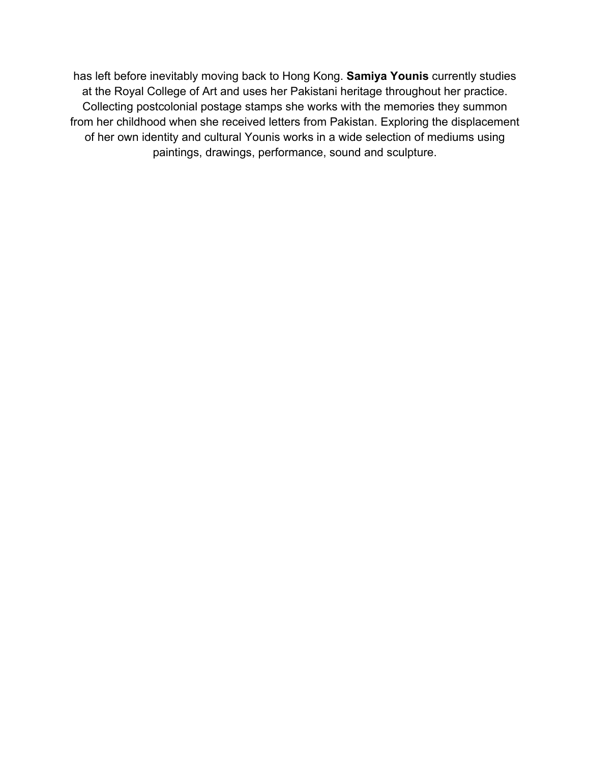has left before inevitably moving back to Hong Kong. **Samiya Younis** currently studies at the Royal College of Art and uses her Pakistani heritage throughout her practice. Collecting postcolonial postage stamps she works with the memories they summon from her childhood when she received letters from Pakistan. Exploring the displacement of her own identity and cultural Younis works in a wide selection of mediums using paintings, drawings, performance, sound and sculpture.